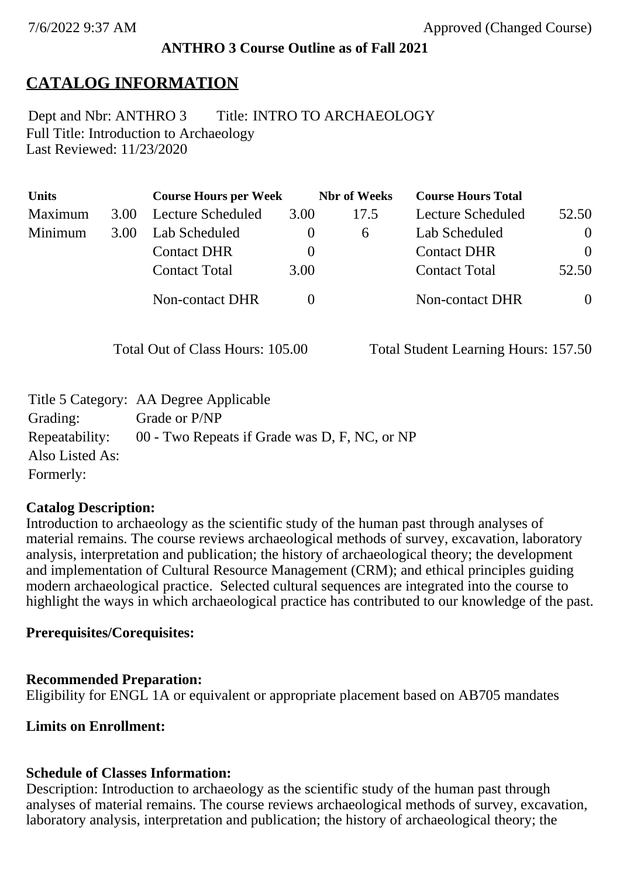**ANTHRO 3 Course Outline as of Fall 2021**

# CATALOG INFORMATION

Dept and Nbr: ANTHRO 3 Title: INTRO TO ARCHAEOLOGY
Full Title: Introduction to Archaeology
Last Reviewed: 11/23/2020

| Units | | Course Hours per Week | | Nbr of Weeks | Course Hours Total | |
|---|---|---|---|---|---|---|
| Maximum | 3.00 | Lecture Scheduled | 3.00 | 17.5 | Lecture Scheduled | 52.50 |
| Minimum | 3.00 | Lab Scheduled | 0 | 6 | Lab Scheduled | 0 |
| | | Contact DHR | 0 | | Contact DHR | 0 |
| | | Contact Total | 3.00 | | Contact Total | 52.50 |
| | | Non-contact DHR | 0 | | Non-contact DHR | 0 |

Total Out of Class Hours: 105.00 Total Student Learning Hours: 157.50

Title 5 Category: AA Degree Applicable
Grading: Grade or P/NP
Repeatability: 00 - Two Repeats if Grade was D, F, NC, or NP
Also Listed As:
Formerly:

**Catalog Description:**
Introduction to archaeology as the scientific study of the human past through analyses of material remains. The course reviews archaeological methods of survey, excavation, laboratory analysis, interpretation and publication; the history of archaeological theory; the development and implementation of Cultural Resource Management (CRM); and ethical principles guiding modern archaeological practice. Selected cultural sequences are integrated into the course to highlight the ways in which archaeological practice has contributed to our knowledge of the past.

**Prerequisites/Corequisites:**

**Recommended Preparation:**
Eligibility for ENGL 1A or equivalent or appropriate placement based on AB705 mandates

**Limits on Enrollment:**

**Schedule of Classes Information:**
Description: Introduction to archaeology as the scientific study of the human past through analyses of material remains. The course reviews archaeological methods of survey, excavation, laboratory analysis, interpretation and publication; the history of archaeological theory; the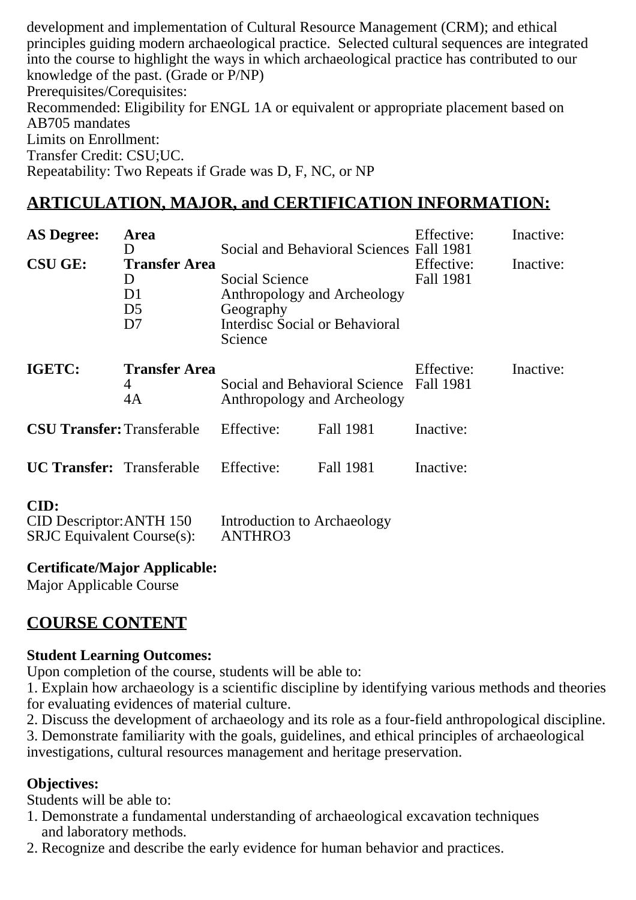development and implementation of Cultural Resource Management (CRM); and ethical principles guiding modern archaeological practice. Selected cultural sequences are integrated into the course to highlight the ways in which archaeological practice has contributed to our knowledge of the past. (Grade or P/NP)

Prerequisites/Corequisites:

Recommended: Eligibility for ENGL 1A or equivalent or appropriate placement based on AB705 mandates

Limits on Enrollment:

Transfer Credit: CSU;UC.

Repeatability: Two Repeats if Grade was D, F, NC, or NP

## ARTICULATION, MAJOR, and CERTIFICATION INFORMATION:

| | | | Effective: | Inactive: |
|---|---|---|---|---|
| **AS Degree:** | **Area** | | Effective: | Inactive: |
| | D | Social and Behavioral Sciences | Fall 1981 | |
| **CSU GE:** | **Transfer Area** | | Effective: | Inactive: |
| | D | Social Science | Fall 1981 | |
| | D1 | Anthropology and Archeology | | |
| | D5 | Geography | | |
| | D7 | Interdisc Social or Behavioral Science | | |
| **IGETC:** | **Transfer Area** | | Effective: | Inactive: |
| | 4 | Social and Behavioral Science | Fall 1981 | |
| | 4A | Anthropology and Archeology | | |

| | | | | |
|---|---|---|---|---|
| **CSU Transfer:** | Transferable | Effective: | Fall 1981 | Inactive: |
| **UC Transfer:** | Transferable | Effective: | Fall 1981 | Inactive: |

**CID:**

| | |
|---|---|
| CID Descriptor: ANTH 150 | Introduction to Archaeology |
| SRJC Equivalent Course(s): | ANTHRO3 |

**Certificate/Major Applicable:**

Major Applicable Course

## COURSE CONTENT

**Student Learning Outcomes:**

Upon completion of the course, students will be able to:

1. Explain how archaeology is a scientific discipline by identifying various methods and theories for evaluating evidences of material culture.
2. Discuss the development of archaeology and its role as a four-field anthropological discipline.
3. Demonstrate familiarity with the goals, guidelines, and ethical principles of archaeological investigations, cultural resources management and heritage preservation.

**Objectives:**

Students will be able to:

1. Demonstrate a fundamental understanding of archaeological excavation techniques and laboratory methods.
2. Recognize and describe the early evidence for human behavior and practices.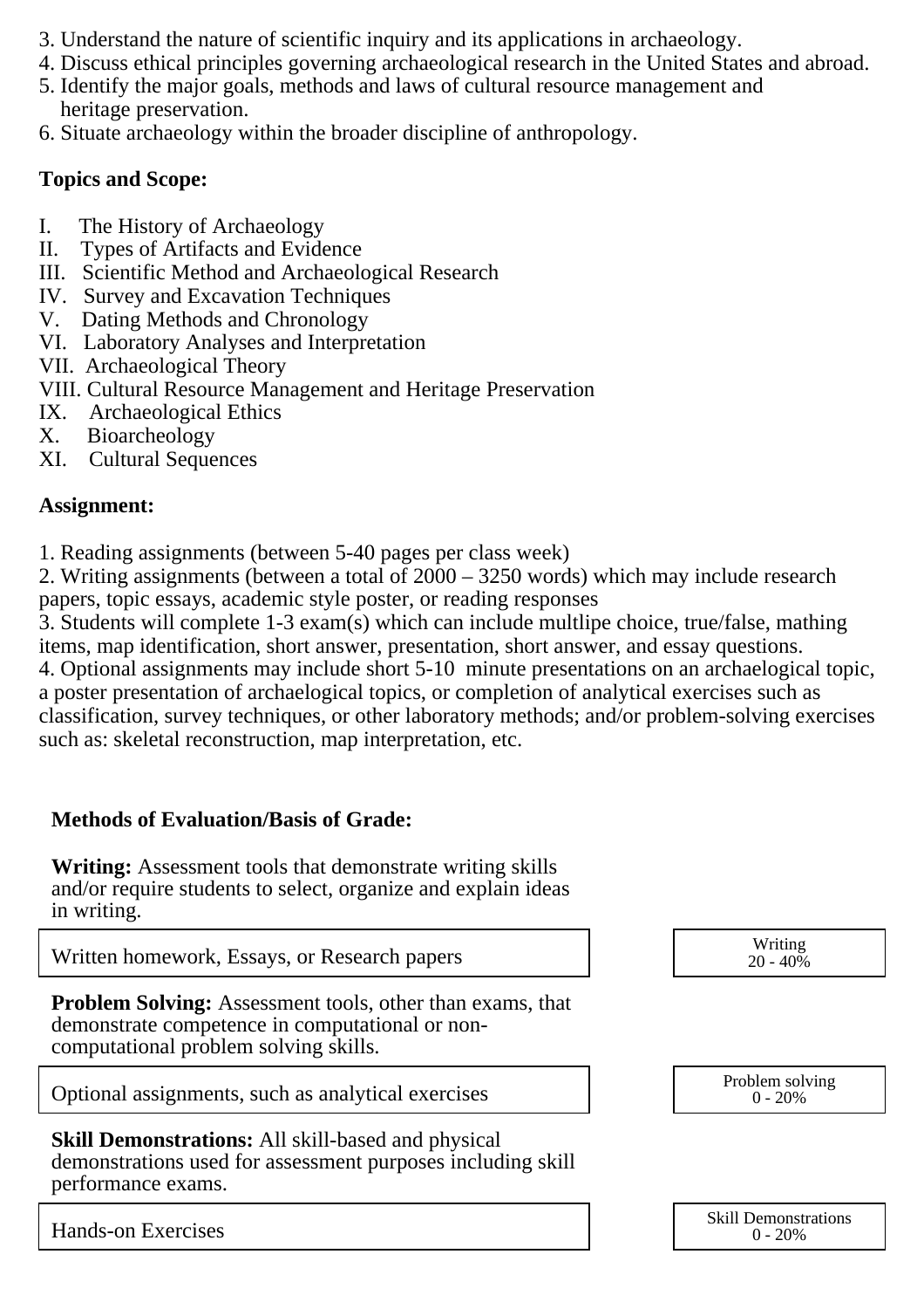3. Understand the nature of scientific inquiry and its applications in archaeology.
4. Discuss ethical principles governing archaeological research in the United States and abroad.
5. Identify the major goals, methods and laws of cultural resource management and heritage preservation.
6. Situate archaeology within the broader discipline of anthropology.

**Topics and Scope:**

I. The History of Archaeology
II. Types of Artifacts and Evidence
III. Scientific Method and Archaeological Research
IV. Survey and Excavation Techniques
V. Dating Methods and Chronology
VI. Laboratory Analyses and Interpretation
VII. Archaeological Theory
VIII. Cultural Resource Management and Heritage Preservation
IX. Archaeological Ethics
X. Bioarcheology
XI. Cultural Sequences

**Assignment:**

1. Reading assignments (between 5-40 pages per class week)
2. Writing assignments (between a total of 2000 – 3250 words) which may include research papers, topic essays, academic style poster, or reading responses
3. Students will complete 1-3 exam(s) which can include multlipe choice, true/false, mathing items, map identification, short answer, presentation, short answer, and essay questions.
4. Optional assignments may include short 5-10 minute presentations on an archaelogical topic, a poster presentation of archaelogical topics, or completion of analytical exercises such as classification, survey techniques, or other laboratory methods; and/or problem-solving exercises such as: skeletal reconstruction, map interpretation, etc.

**Methods of Evaluation/Basis of Grade:**

**Writing:** Assessment tools that demonstrate writing skills and/or require students to select, organize and explain ideas in writing.

| Written homework, Essays, or Research papers | Writing 20 - 40% |
|---|---|

**Problem Solving:** Assessment tools, other than exams, that demonstrate competence in computational or non-computational problem solving skills.

| Optional assignments, such as analytical exercises | Problem solving 0 - 20% |
|---|---|

**Skill Demonstrations:** All skill-based and physical demonstrations used for assessment purposes including skill performance exams.

| Hands-on Exercises | Skill Demonstrations 0 - 20% |
|---|---|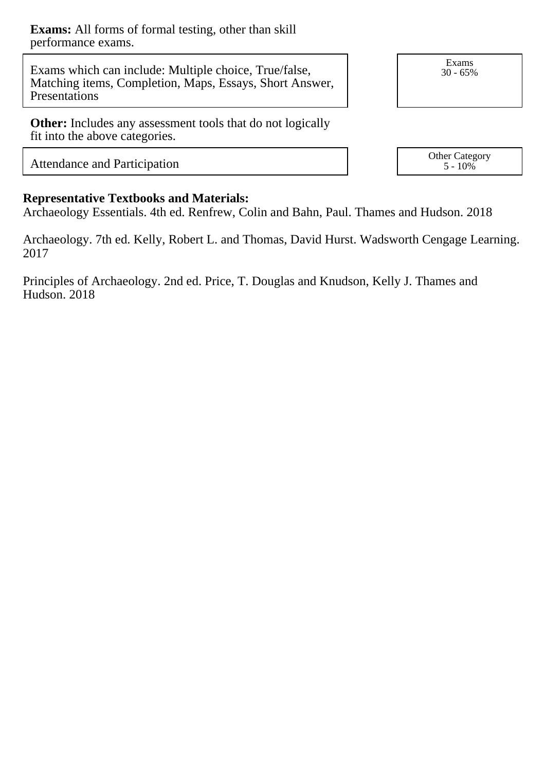**Exams:** All forms of formal testing, other than skill performance exams.

| | |
|---|---|
| Exams which can include: Multiple choice, True/false, Matching items, Completion, Maps, Essays, Short Answer, Presentations | Exams 30 - 65% |

**Other:** Includes any assessment tools that do not logically fit into the above categories.

| | |
|---|---|
| Attendance and Participation | Other Category 5 - 10% |

**Representative Textbooks and Materials:**

Archaeology Essentials. 4th ed. Renfrew, Colin and Bahn, Paul. Thames and Hudson. 2018

Archaeology. 7th ed. Kelly, Robert L. and Thomas, David Hurst. Wadsworth Cengage Learning. 2017

Principles of Archaeology. 2nd ed. Price, T. Douglas and Knudson, Kelly J. Thames and Hudson. 2018